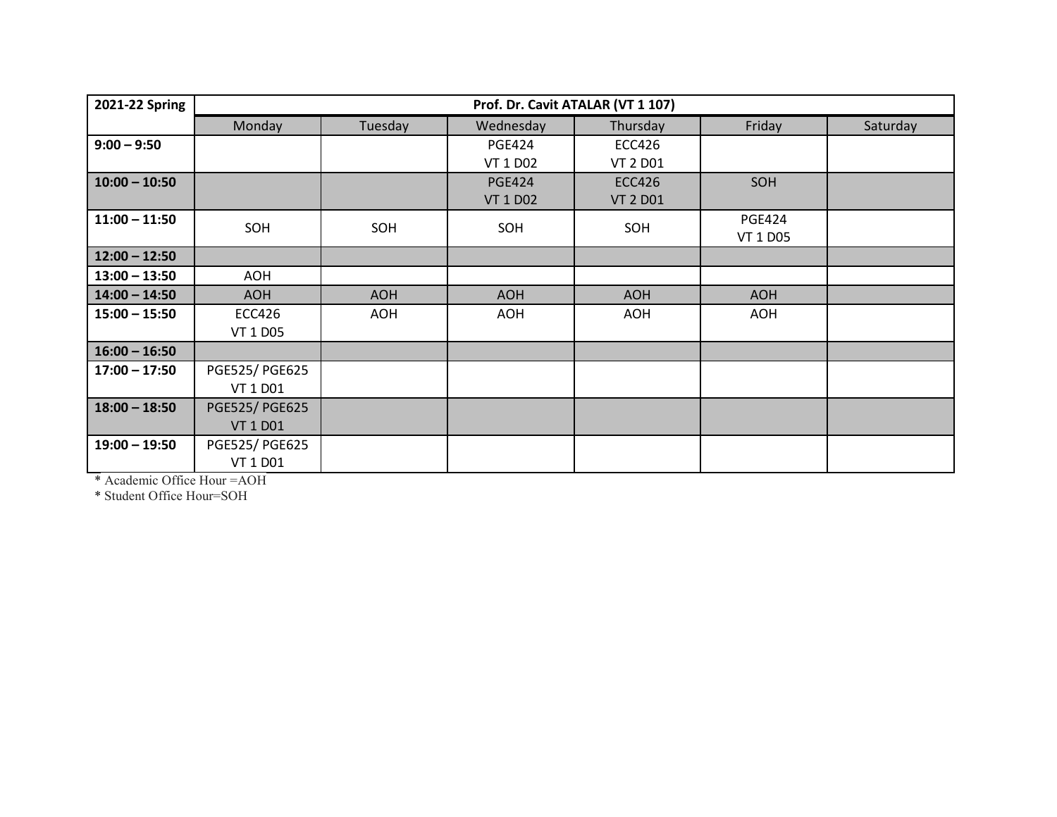| 2021-22 Spring | Prof. Dr. Cavit ATALAR (VT 1 107) | | | | | |
|---|---|---|---|---|---|---|
| | Monday | Tuesday | Wednesday | Thursday | Friday | Saturday |
| **9:00 – 9:50** | | | PGE424 VT 1 D02 | ECC426 VT 2 D01 | | |
| **10:00 – 10:50** | | | PGE424 VT 1 D02 | ECC426 VT 2 D01 | SOH | |
| **11:00 – 11:50** | SOH | SOH | SOH | SOH | PGE424 VT 1 D05 | |
| **12:00 – 12:50** | | | | | | |
| **13:00 – 13:50** | AOH | | | | | |
| **14:00 – 14:50** | AOH | AOH | AOH | AOH | AOH | |
| **15:00 – 15:50** | ECC426 VT 1 D05 | AOH | AOH | AOH | AOH | |
| **16:00 – 16:50** | | | | | | |
| **17:00 – 17:50** | PGE525/ PGE625 VT 1 D01 | | | | | |
| **18:00 – 18:50** | PGE525/ PGE625 VT 1 D01 | | | | | |
| **19:00 – 19:50** | PGE525/ PGE625 VT 1 D01 | | | | | |

* Academic Office Hour =AOH
* Student Office Hour=SOH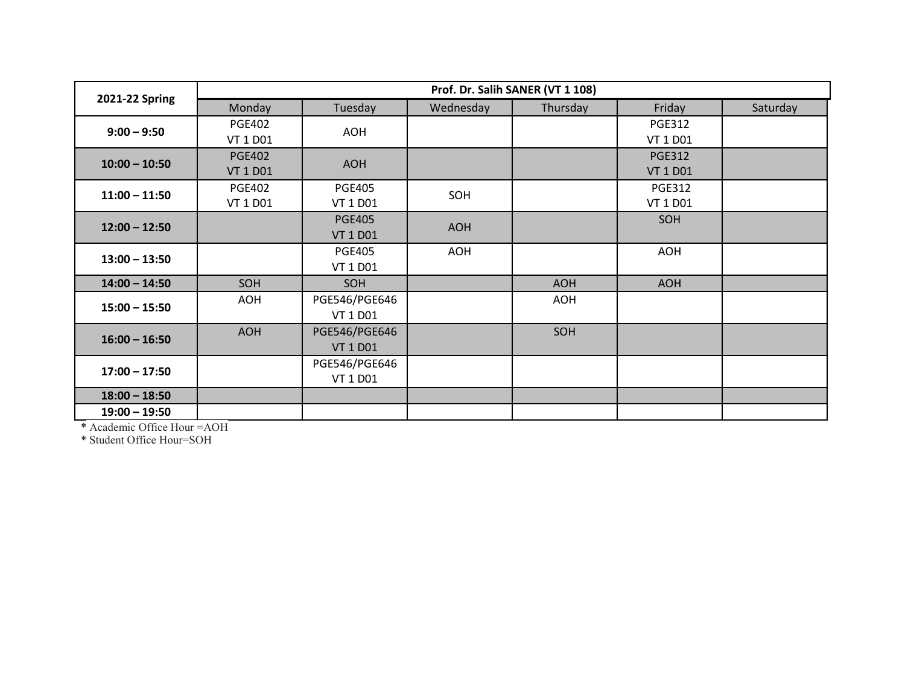| 2021-22 Spring | Prof. Dr. Salih SANER (VT 1 108) | | | | | |
|---|---|---|---|---|---|---|
| | Monday | Tuesday | Wednesday | Thursday | Friday | Saturday |
| **9:00 – 9:50** | PGE402 VT 1 D01 | AOH | | | PGE312 VT 1 D01 | |
| **10:00 – 10:50** | PGE402 VT 1 D01 | AOH | | | PGE312 VT 1 D01 | |
| **11:00 – 11:50** | PGE402 VT 1 D01 | PGE405 VT 1 D01 | SOH | | PGE312 VT 1 D01 | |
| **12:00 – 12:50** | | PGE405 VT 1 D01 | AOH | | SOH | |
| **13:00 – 13:50** | | PGE405 VT 1 D01 | AOH | | AOH | |
| **14:00 – 14:50** | SOH | SOH | | AOH | AOH | |
| **15:00 – 15:50** | AOH | PGE546/PGE646 VT 1 D01 | | AOH | | |
| **16:00 – 16:50** | AOH | PGE546/PGE646 VT 1 D01 | | SOH | | |
| **17:00 – 17:50** | | PGE546/PGE646 VT 1 D01 | | | | |
| **18:00 – 18:50** | | | | | | |
| **19:00 – 19:50** | | | | | | |

* Academic Office Hour =AOH

* Student Office Hour=SOH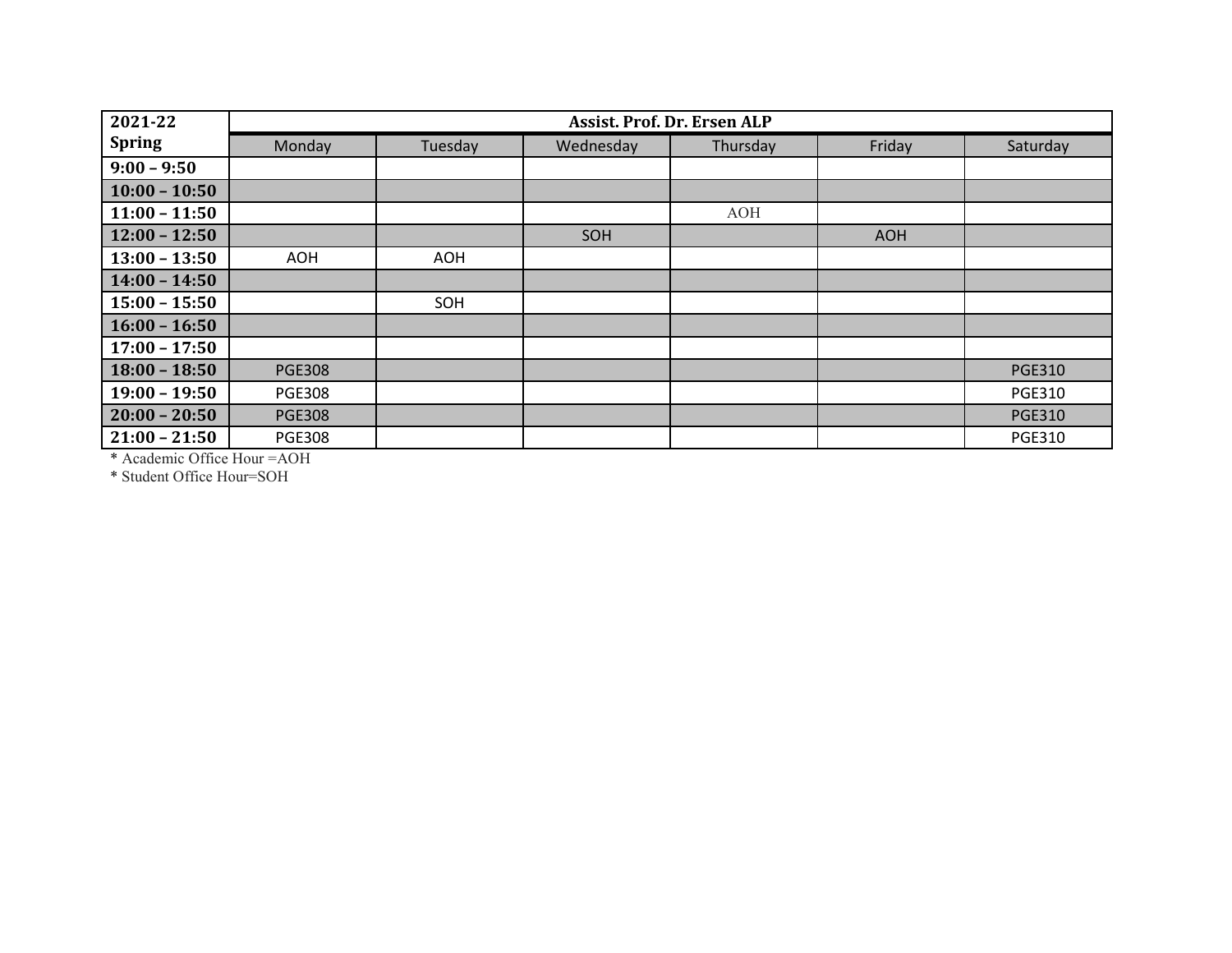| 2021-22 Spring | Assist. Prof. Dr. Ersen ALP | | | | | |
|---|---|---|---|---|---|---|
| | Monday | Tuesday | Wednesday | Thursday | Friday | Saturday |
| **9:00 – 9:50** | | | | | | |
| **10:00 – 10:50** | | | | | | |
| **11:00 – 11:50** | | | | AOH | | |
| **12:00 – 12:50** | | | SOH | | AOH | |
| **13:00 – 13:50** | AOH | AOH | | | | |
| **14:00 – 14:50** | | | | | | |
| **15:00 – 15:50** | | SOH | | | | |
| **16:00 – 16:50** | | | | | | |
| **17:00 – 17:50** | | | | | | |
| **18:00 – 18:50** | PGE308 | | | | | PGE310 |
| **19:00 – 19:50** | PGE308 | | | | | PGE310 |
| **20:00 – 20:50** | PGE308 | | | | | PGE310 |
| **21:00 – 21:50** | PGE308 | | | | | PGE310 |

* Academic Office Hour =AOH
* Student Office Hour=SOH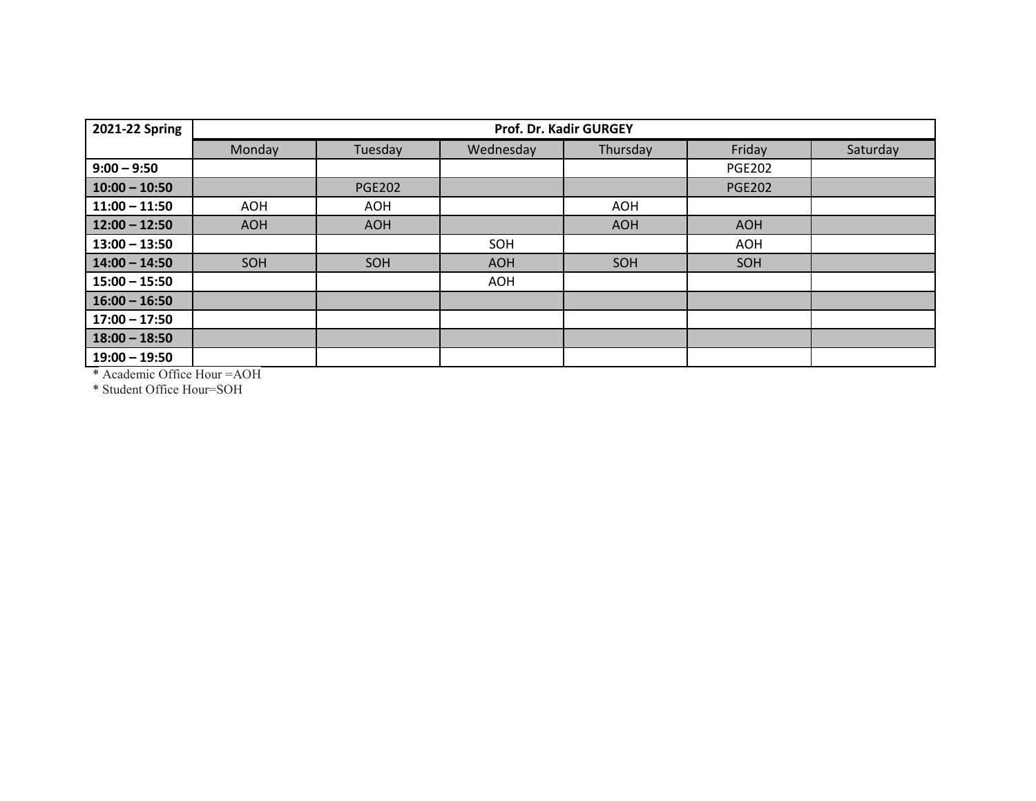| 2021-22 Spring | Prof. Dr. Kadir GURGEY | | | | | |
|---|---|---|---|---|---|---|
| | Monday | Tuesday | Wednesday | Thursday | Friday | Saturday |
| **9:00 – 9:50** | | | | | PGE202 | |
| **10:00 – 10:50** | | PGE202 | | | PGE202 | |
| **11:00 – 11:50** | AOH | AOH | | AOH | | |
| **12:00 – 12:50** | AOH | AOH | | AOH | AOH | |
| **13:00 – 13:50** | | | SOH | | AOH | |
| **14:00 – 14:50** | SOH | SOH | AOH | SOH | SOH | |
| **15:00 – 15:50** | | | AOH | | | |
| **16:00 – 16:50** | | | | | | |
| **17:00 – 17:50** | | | | | | |
| **18:00 – 18:50** | | | | | | |
| **19:00 – 19:50** | | | | | | |

* Academic Office Hour =AOH

* Student Office Hour=SOH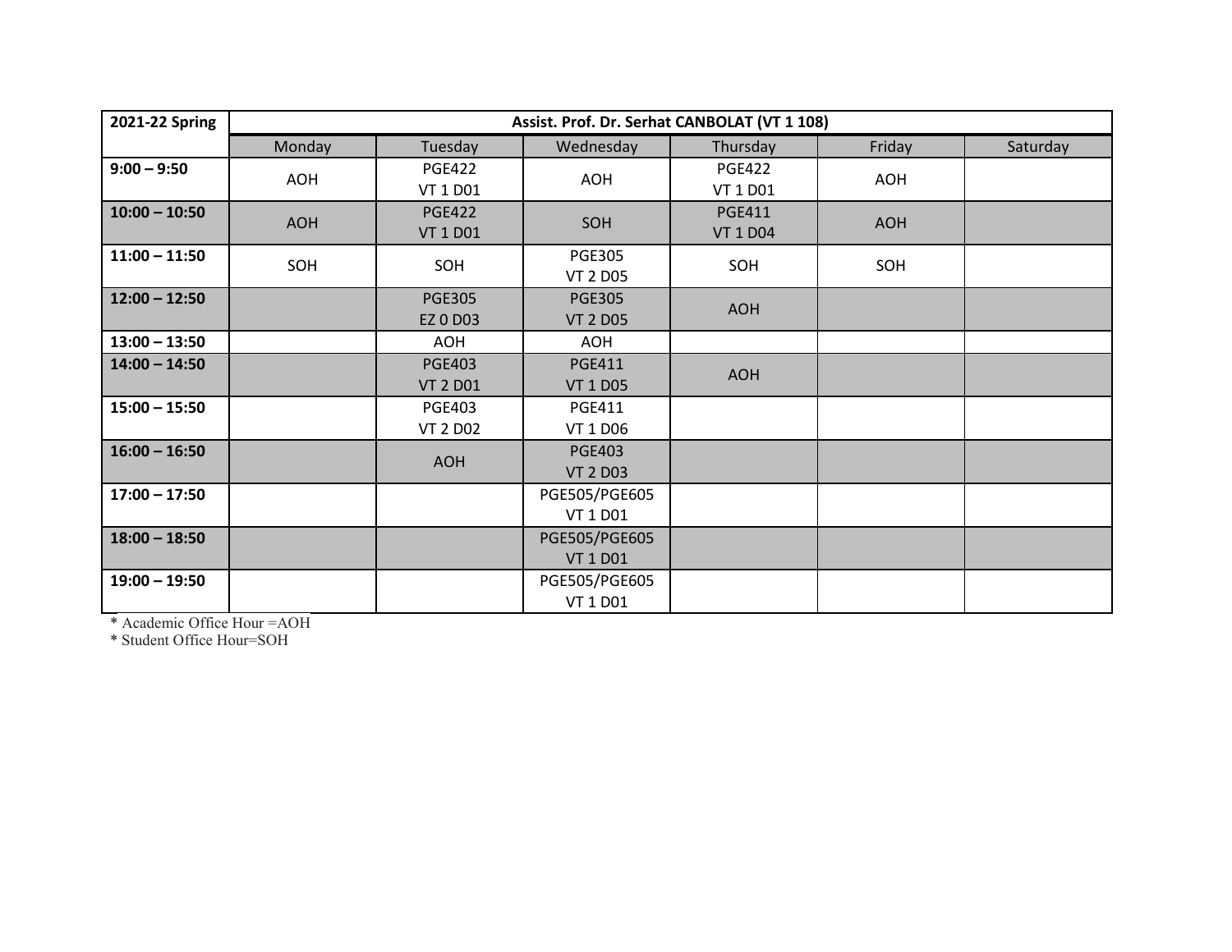| 2021-22 Spring | Assist. Prof. Dr. Serhat CANBOLAT (VT 1 108) | | | | | |
|---|---|---|---|---|---|---|
| | Monday | Tuesday | Wednesday | Thursday | Friday | Saturday |
| **9:00 – 9:50** | AOH | PGE422 VT 1 D01 | AOH | PGE422 VT 1 D01 | AOH | |
| **10:00 – 10:50** | AOH | PGE422 VT 1 D01 | SOH | PGE411 VT 1 D04 | AOH | |
| **11:00 – 11:50** | SOH | SOH | PGE305 VT 2 D05 | SOH | SOH | |
| **12:00 – 12:50** | | PGE305 EZ 0 D03 | PGE305 VT 2 D05 | AOH | | |
| **13:00 – 13:50** | | AOH | AOH | | | |
| **14:00 – 14:50** | | PGE403 VT 2 D01 | PGE411 VT 1 D05 | AOH | | |
| **15:00 – 15:50** | | PGE403 VT 2 D02 | PGE411 VT 1 D06 | | | |
| **16:00 – 16:50** | | AOH | PGE403 VT 2 D03 | | | |
| **17:00 – 17:50** | | | PGE505/PGE605 VT 1 D01 | | | |
| **18:00 – 18:50** | | | PGE505/PGE605 VT 1 D01 | | | |
| **19:00 – 19:50** | | | PGE505/PGE605 VT 1 D01 | | | |

* Academic Office Hour =AOH
* Student Office Hour=SOH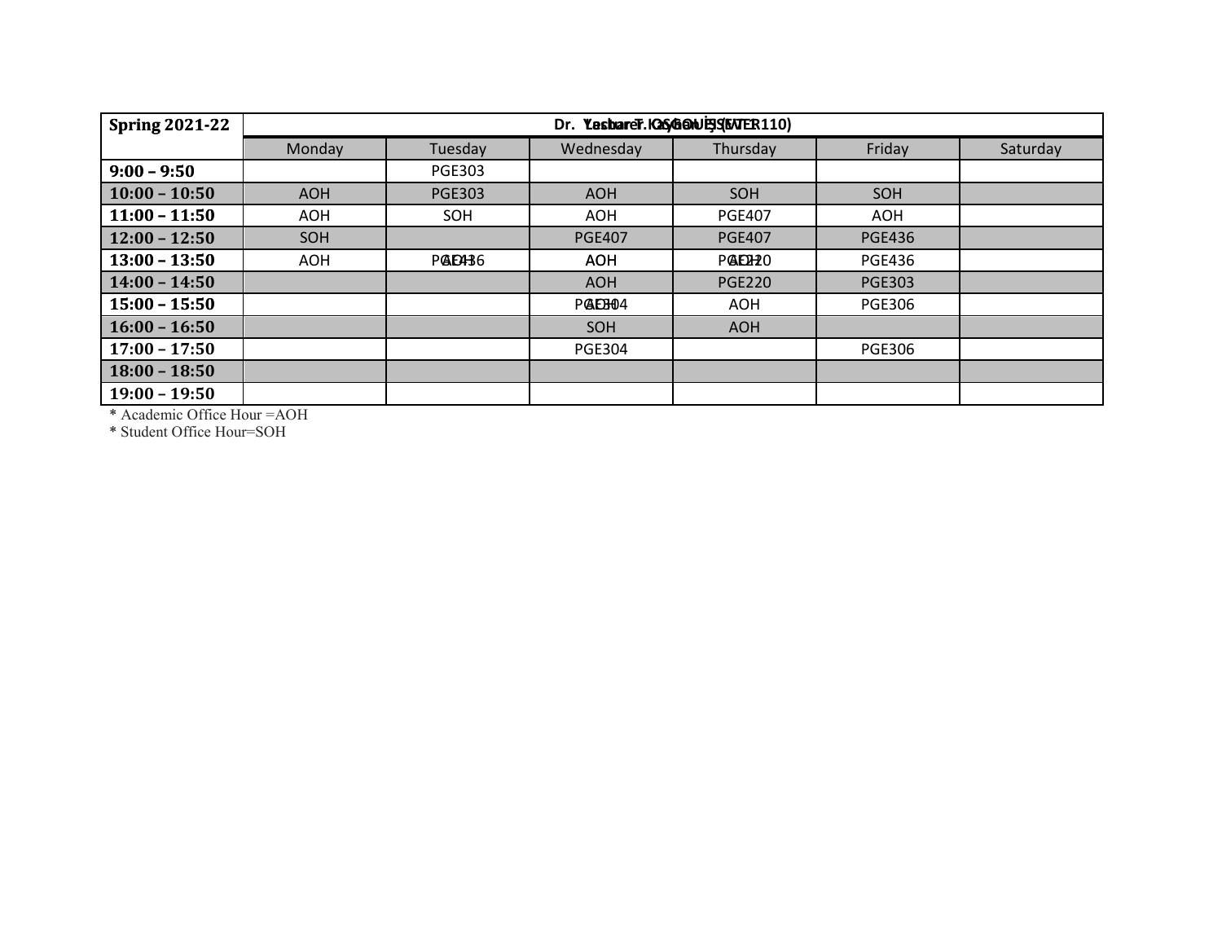| Spring 2021-22 | Dr. Yashar T. OSGOUEI (ITER110) Lecturer Ceyhun ŞİŞMAN | | | | | |
|---|---|---|---|---|---|---|
| | Monday | Tuesday | Wednesday | Thursday | Friday | Saturday |
| **9:00 – 9:50** | | PGE303 | | | | |
| **10:00 – 10:50** | AOH | PGE303 | AOH | SOH | SOH | |
| **11:00 – 11:50** | AOH | SOH | AOH | PGE407 | AOH | |
| **12:00 – 12:50** | SOH | | PGE407 | PGE407 | PGE436 | |
| **13:00 – 13:50** | AOH | PGE436 / AOH | AOH | PGE220 / AOH | PGE436 | |
| **14:00 – 14:50** | | | AOH | PGE220 | PGE303 | |
| **15:00 – 15:50** | | | PGE304 / AOH | AOH | PGE306 | |
| **16:00 – 16:50** | | | SOH | AOH | | |
| **17:00 – 17:50** | | | PGE304 | | PGE306 | |
| **18:00 – 18:50** | | | | | | |
| **19:00 – 19:50** | | | | | | |

* Academic Office Hour =AOH
* Student Office Hour=SOH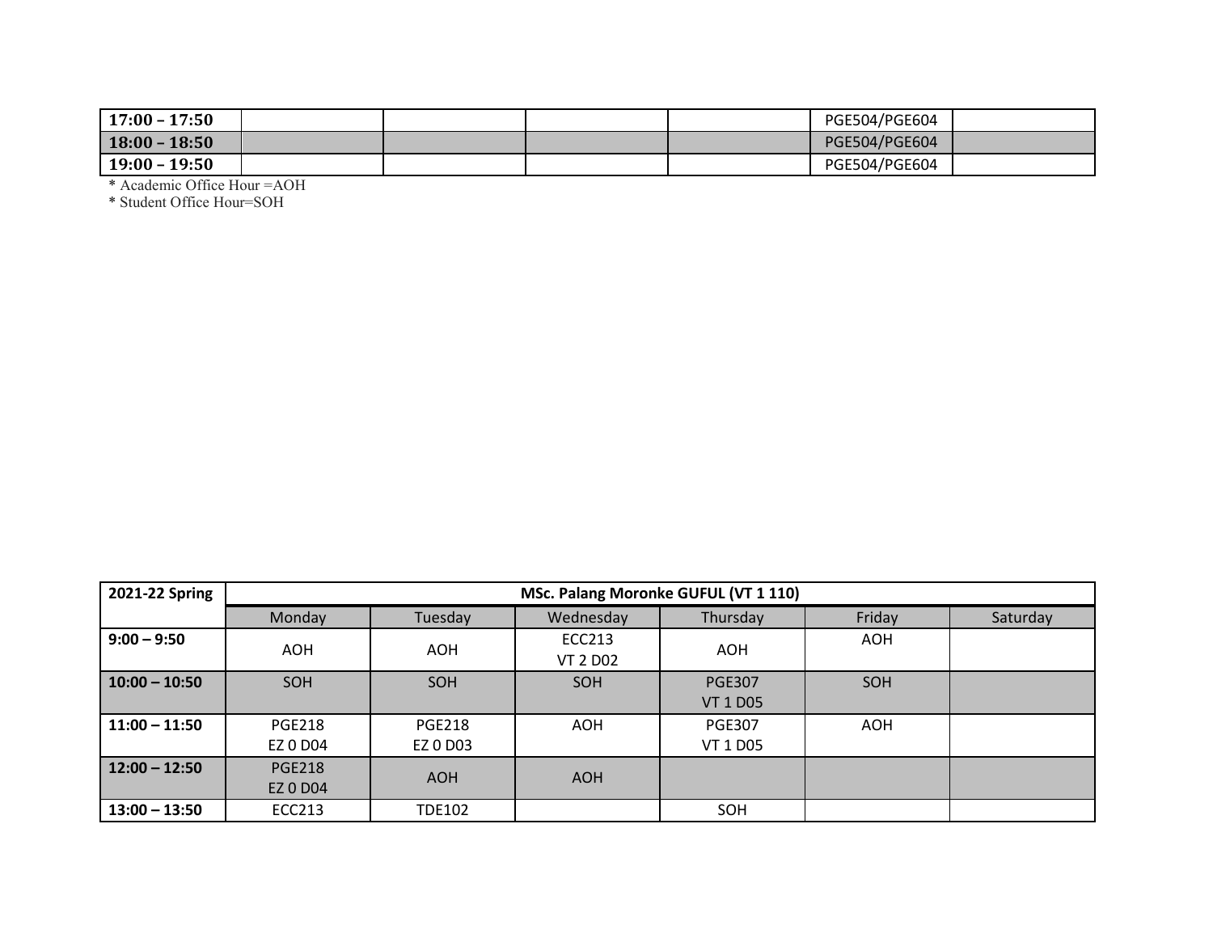| 17:00 – 17:50 | | | | | PGE504/PGE604 | |
|---|---|---|---|---|---|---|
| 18:00 – 18:50 | | | | | PGE504/PGE604 | |
| 19:00 – 19:50 | | | | | PGE504/PGE604 | |

* Academic Office Hour =AOH
* Student Office Hour=SOH

| 2021-22 Spring | MSc. Palang Moronke GUFUL (VT 1 110) | | | | | |
|---|---|---|---|---|---|---|
| | Monday | Tuesday | Wednesday | Thursday | Friday | Saturday |
| 9:00 – 9:50 | AOH | AOH | ECC213 VT 2 D02 | AOH | AOH | |
| 10:00 – 10:50 | SOH | SOH | SOH | PGE307 VT 1 D05 | SOH | |
| 11:00 – 11:50 | PGE218 EZ 0 D04 | PGE218 EZ 0 D03 | AOH | PGE307 VT 1 D05 | AOH | |
| 12:00 – 12:50 | PGE218 EZ 0 D04 | AOH | AOH | | | |
| 13:00 – 13:50 | ECC213 | TDE102 | | SOH | | |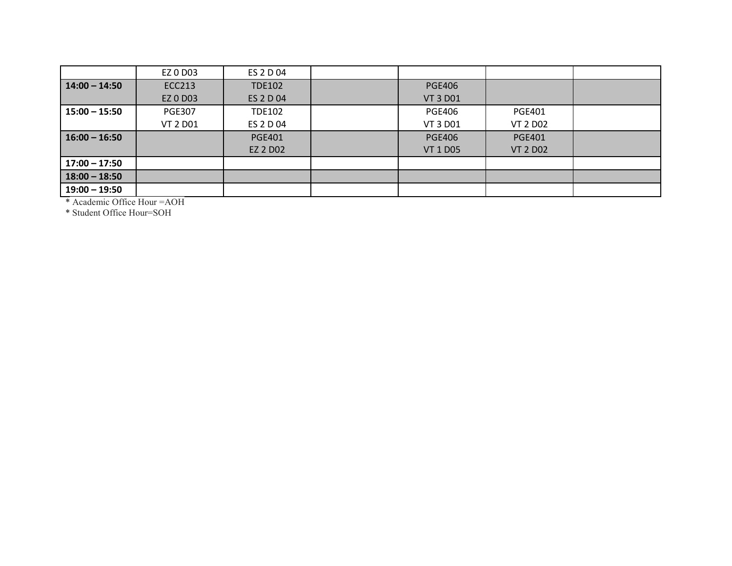| | | | | | | |
|---|---|---|---|---|---|---|
| | EZ 0 D03 | ES 2 D 04 | | | | |
| **14:00 – 14:50** | ECC213<br>EZ 0 D03 | TDE102<br>ES 2 D 04 | | PGE406<br>VT 3 D01 | | |
| **15:00 – 15:50** | PGE307<br>VT 2 D01 | TDE102<br>ES 2 D 04 | | PGE406<br>VT 3 D01 | PGE401<br>VT 2 D02 | |
| **16:00 – 16:50** | | PGE401<br>EZ 2 D02 | | PGE406<br>VT 1 D05 | PGE401<br>VT 2 D02 | |
| **17:00 – 17:50** | | | | | | |
| **18:00 – 18:50** | | | | | | |
| **19:00 – 19:50** | | | | | | |

* Academic Office Hour =AOH

* Student Office Hour=SOH